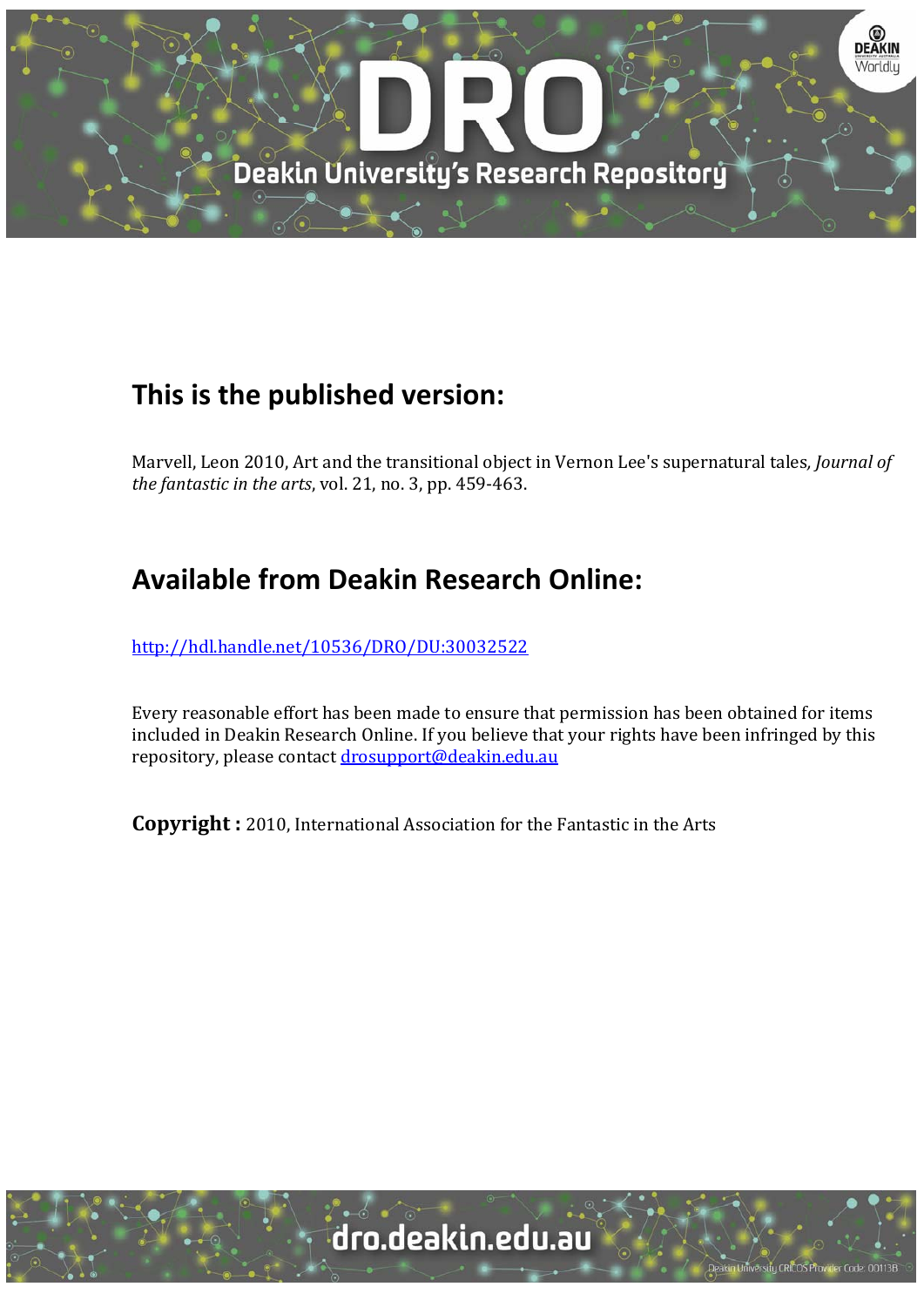# DRO

## Deakin University's Research Repository

## This is the published version:

Marvell, Leon 2010, Art and the transitional object in Vernon Lee's supernatural tales, *Journal of the fantastic in the arts*, vol. 21, no. 3, pp. 459-463.

## Available from Deakin Research Online:

http://hdl.handle.net/10536/DRO/DU:30032522

Every reasonable effort has been made to ensure that permission has been obtained for items included in Deakin Research Online. If you believe that your rights have been infringed by this repository, please contact drosupport@deakin.edu.au

**Copyright :** 2010, International Association for the Fantastic in the Arts

dro.deakin.edu.au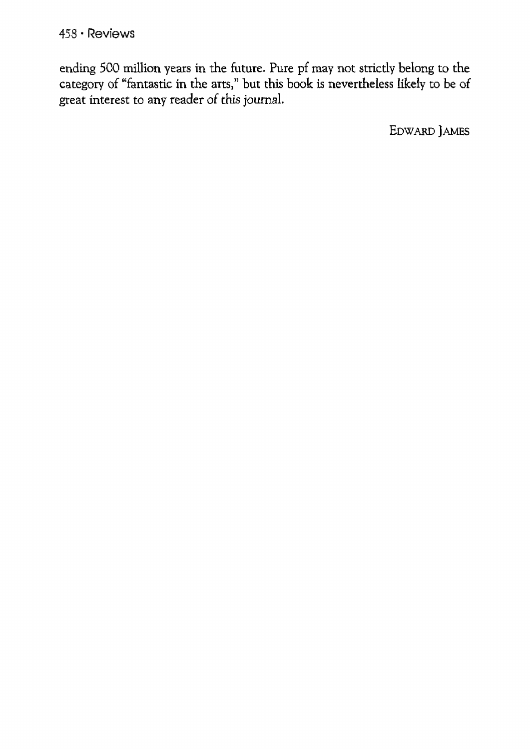ending 500 million years in the future. Pure pf may not strictly belong to the category of "fantastic in the arts," but this book is nevertheless likely to be of great interest to any reader of *this journal.*

EDWARD JAMES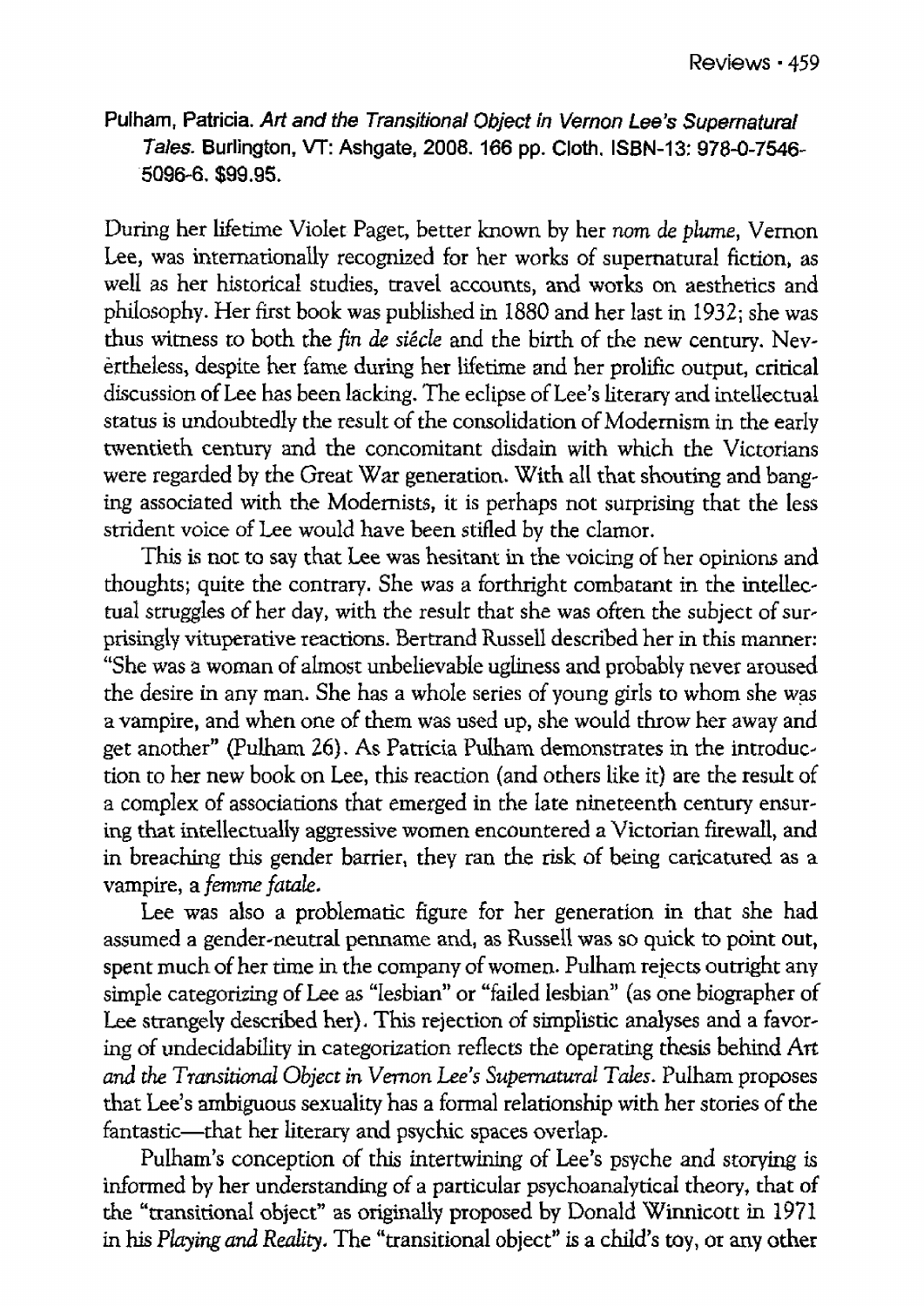**Pulham, Patricia. *Art and the Transitional Object in Vernon Lee's Supernatural Tales*. Burlington, VT: Ashgate, 2008. 166 pp. Cloth. ISBN-13: 978-0-7546-5096-6. $99.95.**

During her lifetime Violet Paget, better known by her *nom de plume*, Vernon Lee, was internationally recognized for her works of supernatural fiction, as well as her historical studies, travel accounts, and works on aesthetics and philosophy. Her first book was published in 1880 and her last in 1932; she was thus witness to both the *fin de siècle* and the birth of the new century. Nevertheless, despite her fame during her lifetime and her prolific output, critical discussion of Lee has been lacking. The eclipse of Lee's literary and intellectual status is undoubtedly the result of the consolidation of Modernism in the early twentieth century and the concomitant disdain with which the Victorians were regarded by the Great War generation. With all that shouting and banging associated with the Modernists, it is perhaps not surprising that the less strident voice of Lee would have been stifled by the clamor.

This is not to say that Lee was hesitant in the voicing of her opinions and thoughts; quite the contrary. She was a forthright combatant in the intellectual struggles of her day, with the result that she was often the subject of surprisingly vituperative reactions. Bertrand Russell described her in this manner: "She was a woman of almost unbelievable ugliness and probably never aroused the desire in any man. She has a whole series of young girls to whom she was a vampire, and when one of them was used up, she would throw her away and get another" (Pulham 26). As Patricia Pulham demonstrates in the introduction to her new book on Lee, this reaction (and others like it) are the result of a complex of associations that emerged in the late nineteenth century ensuring that intellectually aggressive women encountered a Victorian firewall, and in breaching this gender barrier, they ran the risk of being caricatured as a vampire, a *femme fatale*.

Lee was also a problematic figure for her generation in that she had assumed a gender-neutral penname and, as Russell was so quick to point out, spent much of her time in the company of women. Pulham rejects outright any simple categorizing of Lee as "lesbian" or "failed lesbian" (as one biographer of Lee strangely described her). This rejection of simplistic analyses and a favoring of undecidability in categorization reflects the operating thesis behind *Art and the Transitional Object in Vernon Lee's Supernatural Tales*. Pulham proposes that Lee's ambiguous sexuality has a formal relationship with her stories of the fantastic—that her literary and psychic spaces overlap.

Pulham's conception of this intertwining of Lee's psyche and storying is informed by her understanding of a particular psychoanalytical theory, that of the "transitional object" as originally proposed by Donald Winnicott in 1971 in his *Playing and Reality*. The "transitional object" is a child's toy, or any other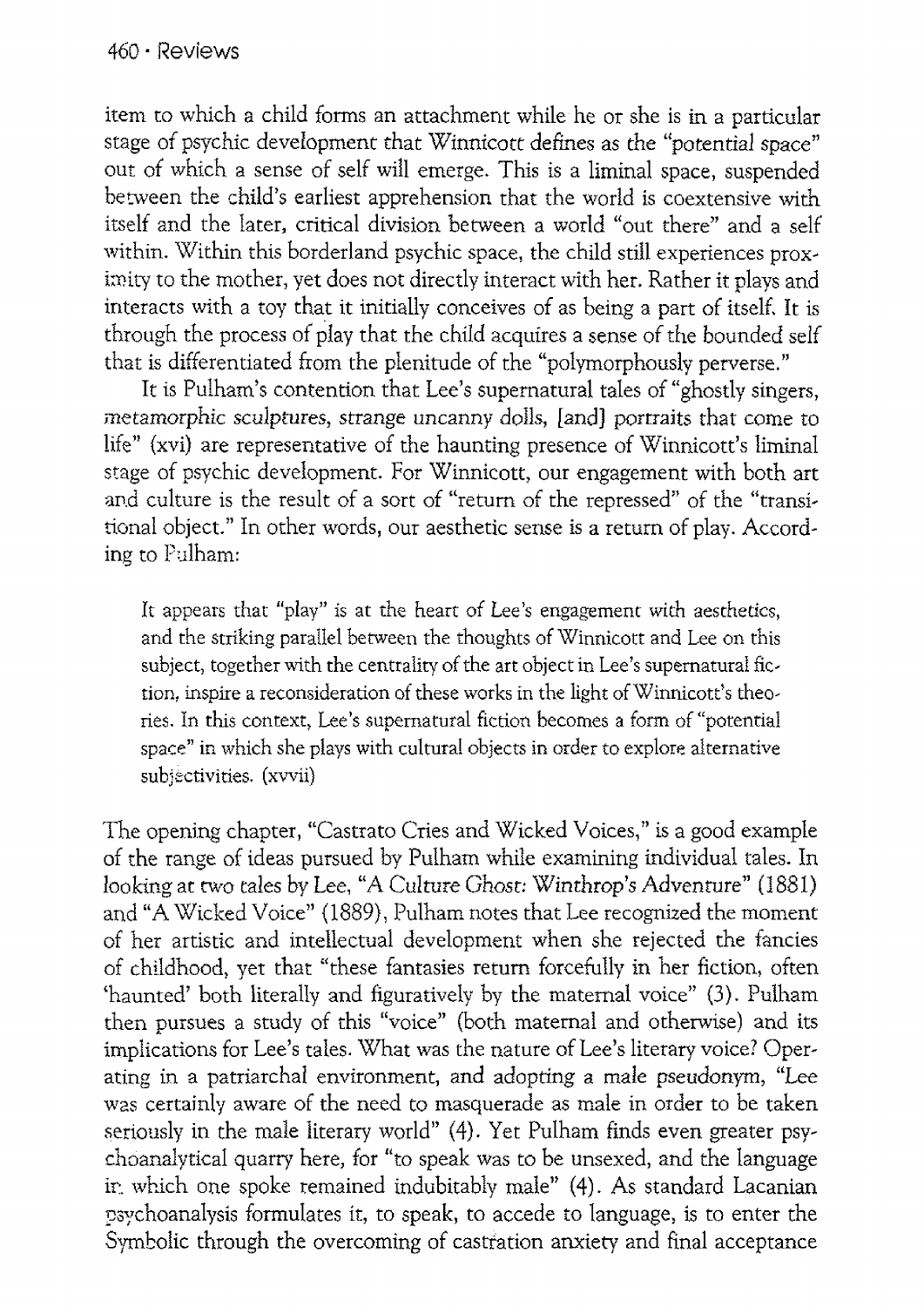item to which a child forms an attachment while he or she is in a particular stage of psychic development that Winnicott defines as the "potential space" out of which a sense of self will emerge. This is a liminal space, suspended between the child's earliest apprehension that the world is coextensive with itself and the later, critical division between a world "out there" and a self within. Within this borderland psychic space, the child still experiences proximity to the mother, yet does not directly interact with her. Rather it plays and interacts with a toy that it initially conceives of as being a part of itself. It is through the process of play that the child acquires a sense of the bounded self that is differentiated from the plenitude of the "polymorphously perverse."

It is Pulham's contention that Lee's supernatural tales of "ghostly singers, metamorphic sculptures, strange uncanny dolls, [and] portraits that come to life" (xvi) are representative of the haunting presence of Winnicott's liminal stage of psychic development. For Winnicott, our engagement with both art and culture is the result of a sort of "return of the repressed" of the "transitional object." In other words, our aesthetic sense is a return of play. According to Pulham:

> It appears that "play" is at the heart of Lee's engagement with aesthetics, and the striking parallel between the thoughts of Winnicott and Lee on this subject, together with the centrality of the art object in Lee's supernatural fiction, inspire a reconsideration of these works in the light of Winnicott's theories. In this context, Lee's supernatural fiction becomes a form of "potential space" in which she plays with cultural objects in order to explore alternative subjectivities. (xvvii)

The opening chapter, "Castrato Cries and Wicked Voices," is a good example of the range of ideas pursued by Pulham while examining individual tales. In looking at two tales by Lee, "A *Culture Ghost: Winthrop's Adventure*" (1881) and "A Wicked Voice" (1889), Pulham notes that Lee recognized the moment of her artistic and intellectual development when she rejected the fancies of childhood, yet that "these fantasies return forcefully in her fiction, often 'haunted' both literally and figuratively by the maternal voice" (3). Pulham then pursues a study of this "voice" (both maternal and otherwise) and its implications for Lee's tales. What was the nature of Lee's literary voice? Operating in a patriarchal environment, and adopting a male pseudonym, "Lee was certainly aware of the need to masquerade as male in order to be taken seriously in the male literary world" (4). Yet Pulham finds even greater psychoanalytical quarry here, for "to speak was to be unsexed, and the language in which one spoke remained indubitably male" (4). As standard Lacanian psychoanalysis formulates it, to speak, to accede to language, is to enter the Symbolic through the overcoming of castration anxiety and final acceptance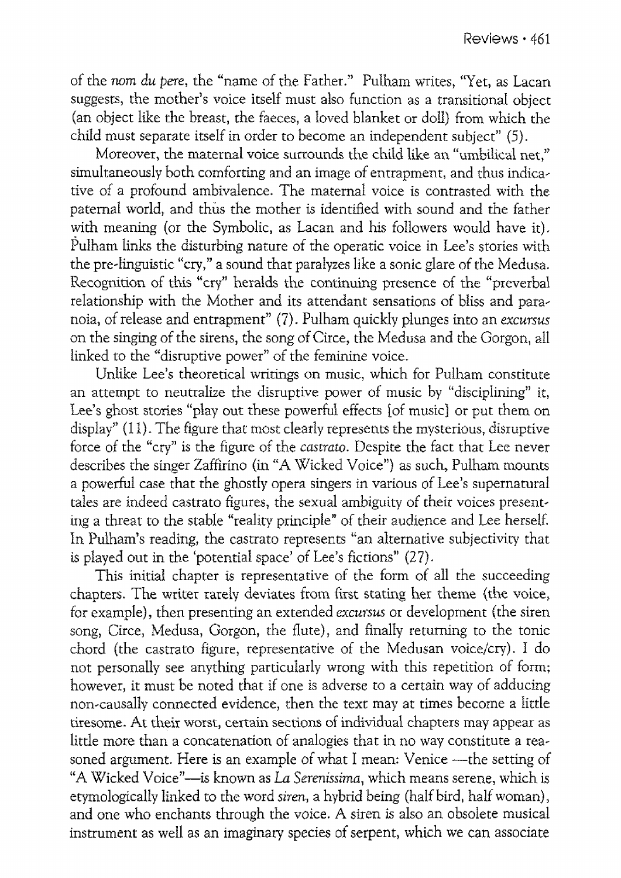of the *nom du pere*, the "name of the Father." Pulham writes, "Yet, as Lacan suggests, the mother's voice itself must also function as a transitional object (an object like the breast, the faeces, a loved blanket or doll) from which the child must separate itself in order to become an independent subject" (5).

Moreover, the maternal voice surrounds the child like an "umbilical net," simultaneously both comforting and an image of entrapment, and thus indicative of a profound ambivalence. The maternal voice is contrasted with the paternal world, and thus the mother is identified with sound and the father with meaning (or the Symbolic, as Lacan and his followers would have it). Pulham links the disturbing nature of the operatic voice in Lee's stories with the pre-linguistic "cry," a sound that paralyzes like a sonic glare of the Medusa. Recognition of this "cry" heralds the continuing presence of the "preverbal relationship with the Mother and its attendant sensations of bliss and paranoia, of release and entrapment" (7). Pulham quickly plunges into an *excursus* on the singing of the sirens, the song of Circe, the Medusa and the Gorgon, all linked to the "disruptive power" of the feminine voice.

Unlike Lee's theoretical writings on music, which for Pulham constitute an attempt to neutralize the disruptive power of music by "disciplining" it, Lee's ghost stories "play out these powerful effects [of music] or put them on display" (11). The figure that most clearly represents the mysterious, disruptive force of the "cry" is the figure of the *castrato*. Despite the fact that Lee never describes the singer Zaffirino (in "A Wicked Voice") as such, Pulham mounts a powerful case that the ghostly opera singers in various of Lee's supernatural tales are indeed castrato figures, the sexual ambiguity of their voices presenting a threat to the stable "reality principle" of their audience and Lee herself. In Pulham's reading, the castrato represents "an alternative subjectivity that is played out in the 'potential space' of Lee's fictions" (27).

This initial chapter is representative of the form of all the succeeding chapters. The writer rarely deviates from first stating her theme (the voice, for example), then presenting an extended *excursus* or development (the siren song, Circe, Medusa, Gorgon, the flute), and finally returning to the tonic chord (the castrato figure, representative of the Medusan voice/cry). I do not personally see anything particularly wrong with this repetition of form; however, it must be noted that if one is adverse to a certain way of adducing non-causally connected evidence, then the text may at times become a little tiresome. At their worst, certain sections of individual chapters may appear as little more than a concatenation of analogies that in no way constitute a reasoned argument. Here is an example of what I mean: Venice —the setting of "A Wicked Voice"—is known as *La Serenissima*, which means serene, which is etymologically linked to the word *siren*, a hybrid being (half bird, half woman), and one who enchants through the voice. A siren is also an obsolete musical instrument as well as an imaginary species of serpent, which we can associate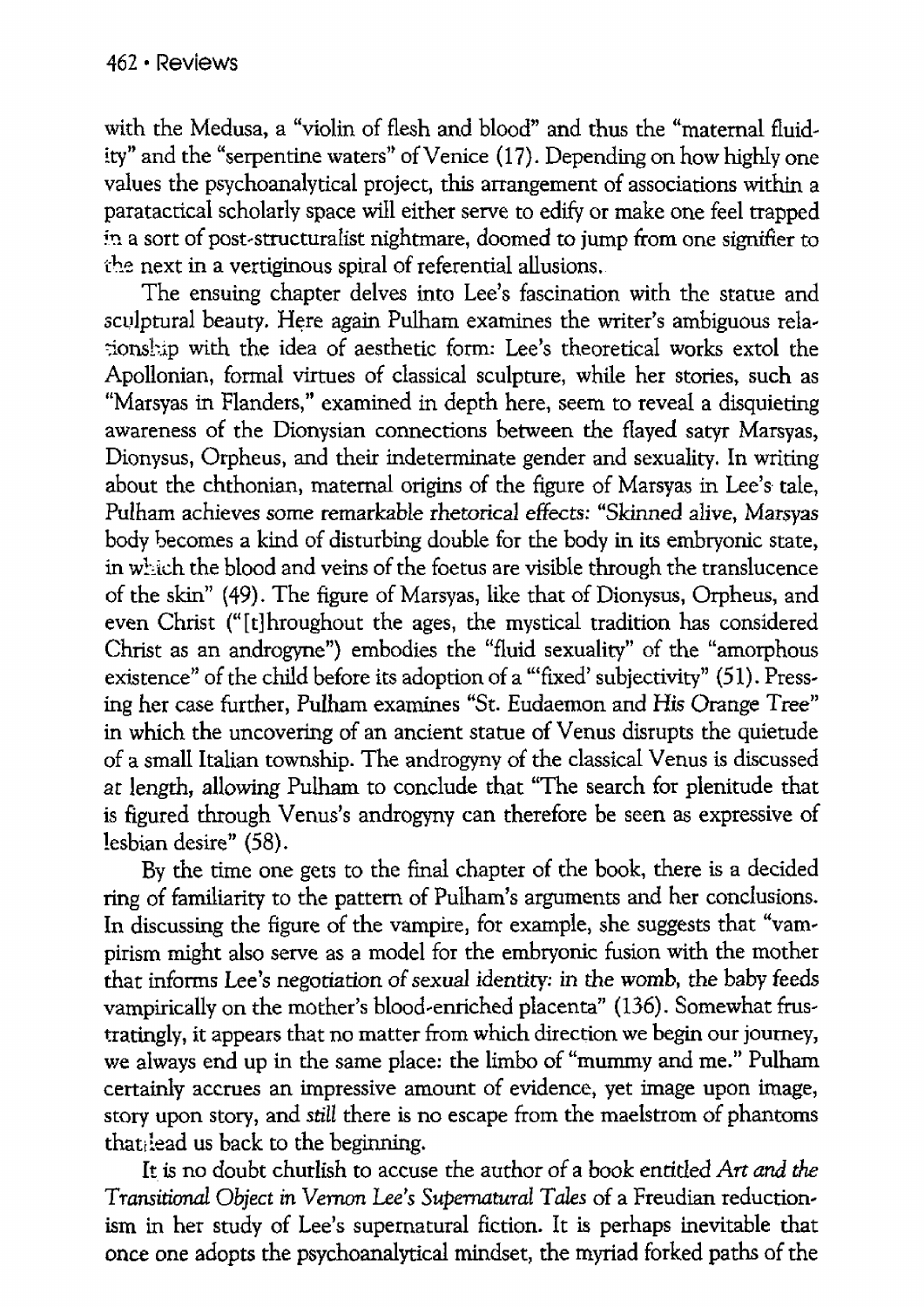with the Medusa, a "violin of flesh and blood" and thus the "maternal fluidity" and the "serpentine waters" of Venice (17). Depending on how highly one values the psychoanalytical project, this arrangement of associations within a paratactical scholarly space will either serve to edify or make one feel trapped in a sort of post-structuralist nightmare, doomed to jump from one signifier to the next in a vertiginous spiral of referential allusions.

The ensuing chapter delves into Lee's fascination with the statue and sculptural beauty. Here again Pulham examines the writer's ambiguous relationship with the idea of aesthetic form: Lee's theoretical works extol the Apollonian, formal virtues of classical sculpture, while her stories, such as "Marsyas in Flanders," examined in depth here, seem to reveal a disquieting awareness of the Dionysian connections between the flayed satyr Marsyas, Dionysus, Orpheus, and their indeterminate gender and sexuality. In writing about the chthonian, maternal origins of the figure of Marsyas in Lee's tale, Pulham achieves some remarkable rhetorical effects: "Skinned alive, Marsyas body becomes a kind of disturbing double for the body in its embryonic state, in which the blood and veins of the foetus are visible through the translucence of the skin" (49). The figure of Marsyas, like that of Dionysus, Orpheus, and even Christ ("[t]hroughout the ages, the mystical tradition has considered Christ as an androgyne") embodies the "fluid sexuality" of the "amorphous existence" of the child before its adoption of a "'fixed' subjectivity" (51). Pressing her case further, Pulham examines "St. Eudaemon and His Orange Tree" in which the uncovering of an ancient statue of Venus disrupts the quietude of a small Italian township. The androgyny of the classical Venus is discussed at length, allowing Pulham to conclude that "The search for plenitude that is figured through Venus's androgyny can therefore be seen as expressive of lesbian desire" (58).

By the time one gets to the final chapter of the book, there is a decided ring of familiarity to the pattern of Pulham's arguments and her conclusions. In discussing the figure of the vampire, for example, she suggests that "vampirism might also serve as a model for the embryonic fusion with the mother that informs Lee's negotiation of sexual identity: in the womb, the baby feeds vampirically on the mother's blood-enriched placenta" (136). Somewhat frustratingly, it appears that no matter from which direction we begin our journey, we always end up in the same place: the limbo of "mummy and me." Pulham certainly accrues an impressive amount of evidence, yet image upon image, story upon story, and *still* there is no escape from the maelstrom of phantoms that lead us back to the beginning.

It is no doubt churlish to accuse the author of a book entitled *Art and the Transitional Object in Vernon Lee's Supernatural Tales* of a Freudian reductionism in her study of Lee's supernatural fiction. It is perhaps inevitable that once one adopts the psychoanalytical mindset, the myriad forked paths of the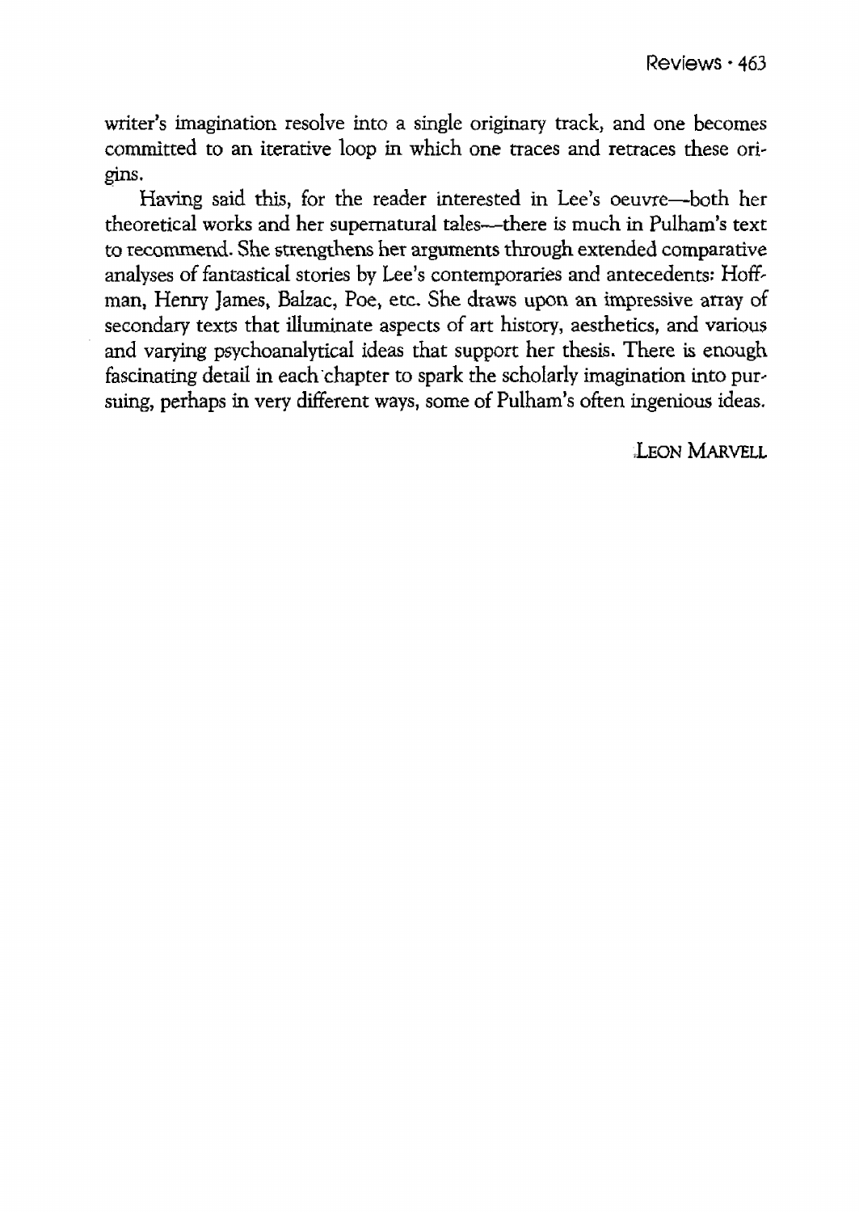writer's imagination resolve into a single originary track, and one becomes committed to an iterative loop in which one traces and retraces these origins.

Having said this, for the reader interested in Lee's oeuvre—both her theoretical works and her supernatural tales—there is much in Pulham's text to recommend. She strengthens her arguments through extended comparative analyses of fantastical stories by Lee's contemporaries and antecedents: Hoffman, Henry James, Balzac, Poe, etc. She draws upon an impressive array of secondary texts that illuminate aspects of art history, aesthetics, and various and varying psychoanalytical ideas that support her thesis. There is enough fascinating detail in each chapter to spark the scholarly imagination into pursuing, perhaps in very different ways, some of Pulham's often ingenious ideas.

LEON MARVELL